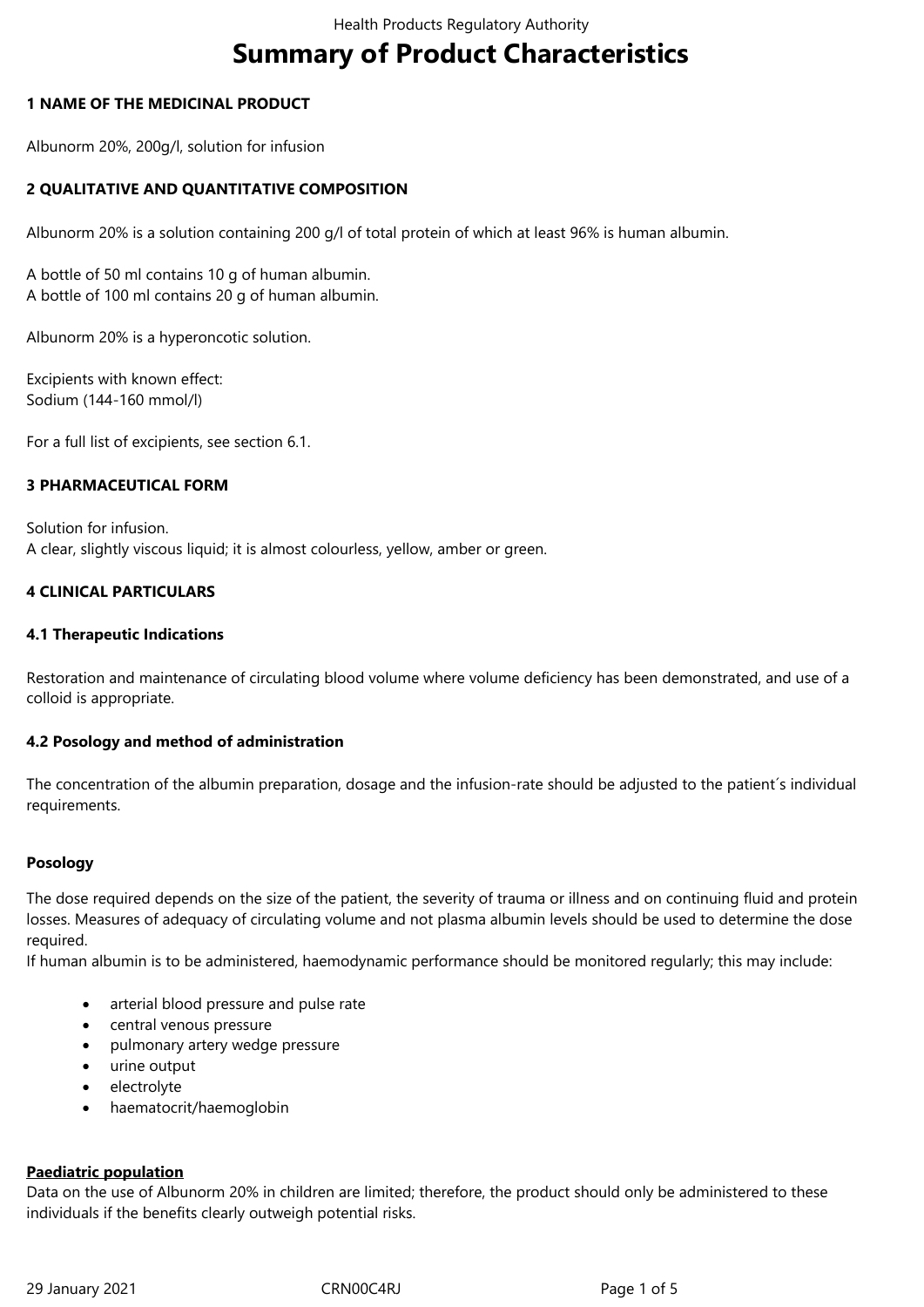# Summary of Product Characteristics

## 1 NAME OF THE MEDICINAL PRODUCT

Albunorm 20%, 200g/l, solution for infusion

## 2 QUALITATIVE AND QUANTITATIVE COMPOSITION

Albunorm 20% is a solution containing 200 g/l of total protein of which at least 96% is human albumin.

A bottle of 50 ml contains 10 g of human albumin.
A bottle of 100 ml contains 20 g of human albumin.

Albunorm 20% is a hyperoncotic solution.

Excipients with known effect:
Sodium (144-160 mmol/l)

For a full list of excipients, see section 6.1.

## 3 PHARMACEUTICAL FORM

Solution for infusion.
A clear, slightly viscous liquid; it is almost colourless, yellow, amber or green.

## 4 CLINICAL PARTICULARS

### 4.1 Therapeutic Indications

Restoration and maintenance of circulating blood volume where volume deficiency has been demonstrated, and use of a colloid is appropriate.

### 4.2 Posology and method of administration

The concentration of the albumin preparation, dosage and the infusion-rate should be adjusted to the patient´s individual requirements.

**Posology**

The dose required depends on the size of the patient, the severity of trauma or illness and on continuing fluid and protein losses. Measures of adequacy of circulating volume and not plasma albumin levels should be used to determine the dose required.
If human albumin is to be administered, haemodynamic performance should be monitored regularly; this may include:

- arterial blood pressure and pulse rate
- central venous pressure
- pulmonary artery wedge pressure
- urine output
- electrolyte
- haematocrit/haemoglobin

**Paediatric population**

Data on the use of Albunorm 20% in children are limited; therefore, the product should only be administered to these individuals if the benefits clearly outweigh potential risks.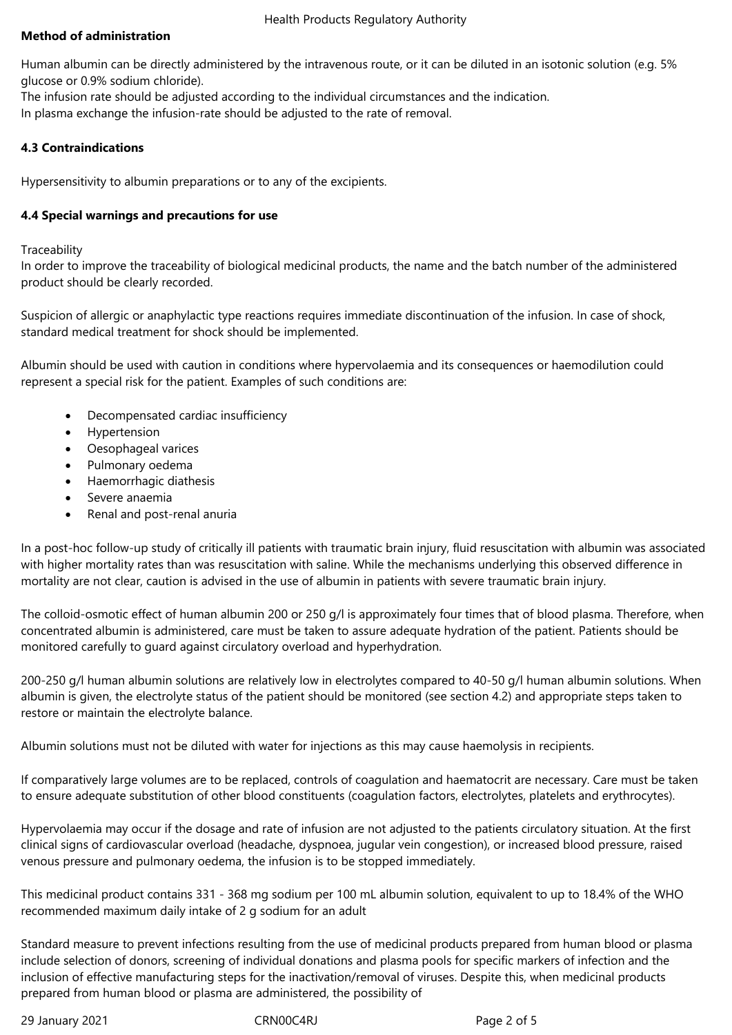**Method of administration**

Human albumin can be directly administered by the intravenous route, or it can be diluted in an isotonic solution (e.g. 5% glucose or 0.9% sodium chloride).
The infusion rate should be adjusted according to the individual circumstances and the indication.
In plasma exchange the infusion-rate should be adjusted to the rate of removal.

**4.3 Contraindications**

Hypersensitivity to albumin preparations or to any of the excipients.

**4.4 Special warnings and precautions for use**

Traceability
In order to improve the traceability of biological medicinal products, the name and the batch number of the administered product should be clearly recorded.

Suspicion of allergic or anaphylactic type reactions requires immediate discontinuation of the infusion. In case of shock, standard medical treatment for shock should be implemented.

Albumin should be used with caution in conditions where hypervolaemia and its consequences or haemodilution could represent a special risk for the patient. Examples of such conditions are:

- Decompensated cardiac insufficiency
- Hypertension
- Oesophageal varices
- Pulmonary oedema
- Haemorrhagic diathesis
- Severe anaemia
- Renal and post-renal anuria

In a post-hoc follow-up study of critically ill patients with traumatic brain injury, fluid resuscitation with albumin was associated with higher mortality rates than was resuscitation with saline. While the mechanisms underlying this observed difference in mortality are not clear, caution is advised in the use of albumin in patients with severe traumatic brain injury.

The colloid-osmotic effect of human albumin 200 or 250 g/l is approximately four times that of blood plasma. Therefore, when concentrated albumin is administered, care must be taken to assure adequate hydration of the patient. Patients should be monitored carefully to guard against circulatory overload and hyperhydration.

200-250 g/l human albumin solutions are relatively low in electrolytes compared to 40-50 g/l human albumin solutions. When albumin is given, the electrolyte status of the patient should be monitored (see section 4.2) and appropriate steps taken to restore or maintain the electrolyte balance.

Albumin solutions must not be diluted with water for injections as this may cause haemolysis in recipients.

If comparatively large volumes are to be replaced, controls of coagulation and haematocrit are necessary. Care must be taken to ensure adequate substitution of other blood constituents (coagulation factors, electrolytes, platelets and erythrocytes).

Hypervolaemia may occur if the dosage and rate of infusion are not adjusted to the patients circulatory situation. At the first clinical signs of cardiovascular overload (headache, dyspnoea, jugular vein congestion), or increased blood pressure, raised venous pressure and pulmonary oedema, the infusion is to be stopped immediately.

This medicinal product contains 331 - 368 mg sodium per 100 mL albumin solution, equivalent to up to 18.4% of the WHO recommended maximum daily intake of 2 g sodium for an adult

Standard measure to prevent infections resulting from the use of medicinal products prepared from human blood or plasma include selection of donors, screening of individual donations and plasma pools for specific markers of infection and the inclusion of effective manufacturing steps for the inactivation/removal of viruses. Despite this, when medicinal products prepared from human blood or plasma are administered, the possibility of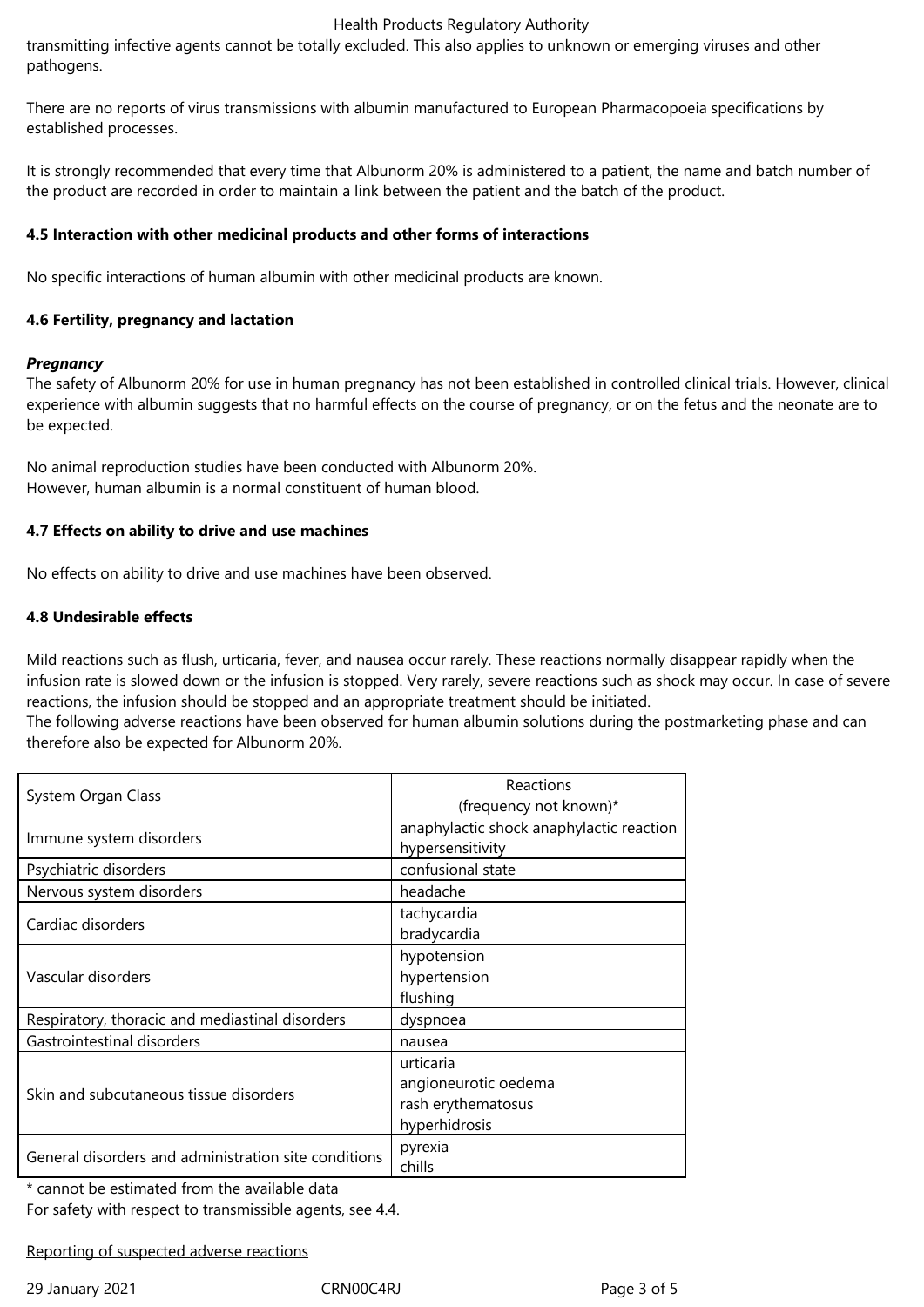transmitting infective agents cannot be totally excluded. This also applies to unknown or emerging viruses and other pathogens.

There are no reports of virus transmissions with albumin manufactured to European Pharmacopoeia specifications by established processes.

It is strongly recommended that every time that Albunorm 20% is administered to a patient, the name and batch number of the product are recorded in order to maintain a link between the patient and the batch of the product.

### 4.5 Interaction with other medicinal products and other forms of interactions

No specific interactions of human albumin with other medicinal products are known.

### 4.6 Fertility, pregnancy and lactation

***Pregnancy***

The safety of Albunorm 20% for use in human pregnancy has not been established in controlled clinical trials. However, clinical experience with albumin suggests that no harmful effects on the course of pregnancy, or on the fetus and the neonate are to be expected.

No animal reproduction studies have been conducted with Albunorm 20%.
However, human albumin is a normal constituent of human blood.

### 4.7 Effects on ability to drive and use machines

No effects on ability to drive and use machines have been observed.

### 4.8 Undesirable effects

Mild reactions such as flush, urticaria, fever, and nausea occur rarely. These reactions normally disappear rapidly when the infusion rate is slowed down or the infusion is stopped. Very rarely, severe reactions such as shock may occur. In case of severe reactions, the infusion should be stopped and an appropriate treatment should be initiated.
The following adverse reactions have been observed for human albumin solutions during the postmarketing phase and can therefore also be expected for Albunorm 20%.

| System Organ Class | Reactions (frequency not known)* |
|---|---|
| Immune system disorders | anaphylactic shock anaphylactic reaction<br>hypersensitivity |
| Psychiatric disorders | confusional state |
| Nervous system disorders | headache |
| Cardiac disorders | tachycardia<br>bradycardia |
| Vascular disorders | hypotension<br>hypertension<br>flushing |
| Respiratory, thoracic and mediastinal disorders | dyspnoea |
| Gastrointestinal disorders | nausea |
| Skin and subcutaneous tissue disorders | urticaria<br>angioneurotic oedema<br>rash erythematosus<br>hyperhidrosis |
| General disorders and administration site conditions | pyrexia<br>chills |

\* cannot be estimated from the available data
For safety with respect to transmissible agents, see 4.4.

<u>Reporting of suspected adverse reactions</u>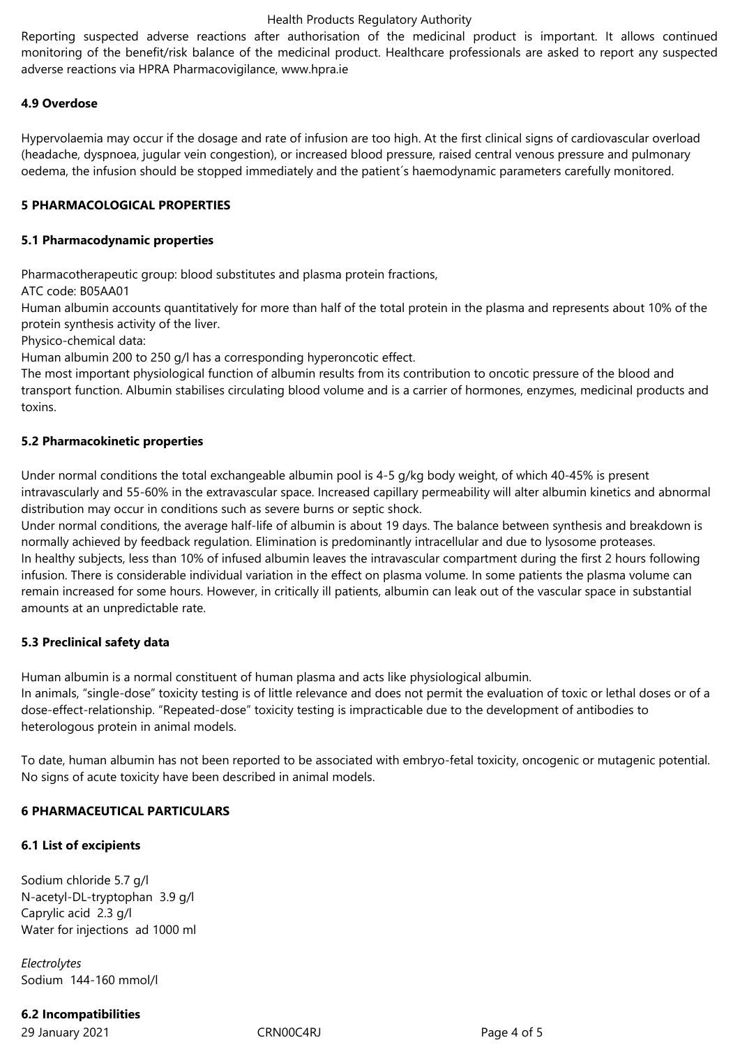Reporting suspected adverse reactions after authorisation of the medicinal product is important. It allows continued monitoring of the benefit/risk balance of the medicinal product. Healthcare professionals are asked to report any suspected adverse reactions via HPRA Pharmacovigilance, www.hpra.ie

**4.9 Overdose**

Hypervolaemia may occur if the dosage and rate of infusion are too high. At the first clinical signs of cardiovascular overload (headache, dyspnoea, jugular vein congestion), or increased blood pressure, raised central venous pressure and pulmonary oedema, the infusion should be stopped immediately and the patient´s haemodynamic parameters carefully monitored.

## 5 PHARMACOLOGICAL PROPERTIES

### 5.1 Pharmacodynamic properties

Pharmacotherapeutic group: blood substitutes and plasma protein fractions,
ATC code: B05AA01
Human albumin accounts quantitatively for more than half of the total protein in the plasma and represents about 10% of the protein synthesis activity of the liver.
Physico-chemical data:
Human albumin 200 to 250 g/l has a corresponding hyperoncotic effect.
The most important physiological function of albumin results from its contribution to oncotic pressure of the blood and transport function. Albumin stabilises circulating blood volume and is a carrier of hormones, enzymes, medicinal products and toxins.

### 5.2 Pharmacokinetic properties

Under normal conditions the total exchangeable albumin pool is 4-5 g/kg body weight, of which 40-45% is present intravascularly and 55-60% in the extravascular space. Increased capillary permeability will alter albumin kinetics and abnormal distribution may occur in conditions such as severe burns or septic shock.
Under normal conditions, the average half-life of albumin is about 19 days. The balance between synthesis and breakdown is normally achieved by feedback regulation. Elimination is predominantly intracellular and due to lysosome proteases.
In healthy subjects, less than 10% of infused albumin leaves the intravascular compartment during the first 2 hours following infusion. There is considerable individual variation in the effect on plasma volume. In some patients the plasma volume can remain increased for some hours. However, in critically ill patients, albumin can leak out of the vascular space in substantial amounts at an unpredictable rate.

### 5.3 Preclinical safety data

Human albumin is a normal constituent of human plasma and acts like physiological albumin.
In animals, "single-dose" toxicity testing is of little relevance and does not permit the evaluation of toxic or lethal doses or of a dose-effect-relationship. "Repeated-dose" toxicity testing is impracticable due to the development of antibodies to heterologous protein in animal models.

To date, human albumin has not been reported to be associated with embryo-fetal toxicity, oncogenic or mutagenic potential. No signs of acute toxicity have been described in animal models.

## 6 PHARMACEUTICAL PARTICULARS

### 6.1 List of excipients

Sodium chloride 5.7 g/l
N-acetyl-DL-tryptophan 3.9 g/l
Caprylic acid 2.3 g/l
Water for injections ad 1000 ml

*Electrolytes*
Sodium 144-160 mmol/l

### 6.2 Incompatibilities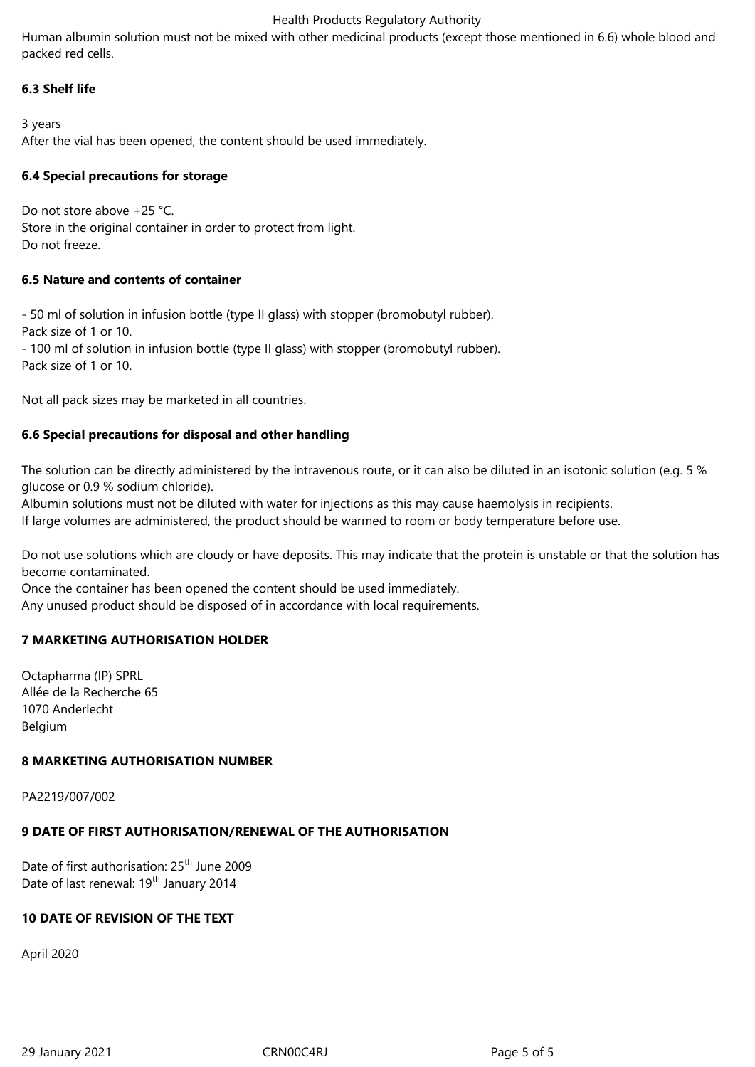Human albumin solution must not be mixed with other medicinal products (except those mentioned in 6.6) whole blood and packed red cells.

### 6.3 Shelf life

3 years
After the vial has been opened, the content should be used immediately.

### 6.4 Special precautions for storage

Do not store above +25 °C.
Store in the original container in order to protect from light.
Do not freeze.

### 6.5 Nature and contents of container

- 50 ml of solution in infusion bottle (type II glass) with stopper (bromobutyl rubber).
Pack size of 1 or 10.
- 100 ml of solution in infusion bottle (type II glass) with stopper (bromobutyl rubber).
Pack size of 1 or 10.

Not all pack sizes may be marketed in all countries.

### 6.6 Special precautions for disposal and other handling

The solution can be directly administered by the intravenous route, or it can also be diluted in an isotonic solution (e.g. 5 % glucose or 0.9 % sodium chloride).
Albumin solutions must not be diluted with water for injections as this may cause haemolysis in recipients.
If large volumes are administered, the product should be warmed to room or body temperature before use.

Do not use solutions which are cloudy or have deposits. This may indicate that the protein is unstable or that the solution has become contaminated.
Once the container has been opened the content should be used immediately.
Any unused product should be disposed of in accordance with local requirements.

## 7 MARKETING AUTHORISATION HOLDER

Octapharma (IP) SPRL
Allée de la Recherche 65
1070 Anderlecht
Belgium

## 8 MARKETING AUTHORISATION NUMBER

PA2219/007/002

## 9 DATE OF FIRST AUTHORISATION/RENEWAL OF THE AUTHORISATION

Date of first authorisation: 25th June 2009
Date of last renewal: 19th January 2014

## 10 DATE OF REVISION OF THE TEXT

April 2020